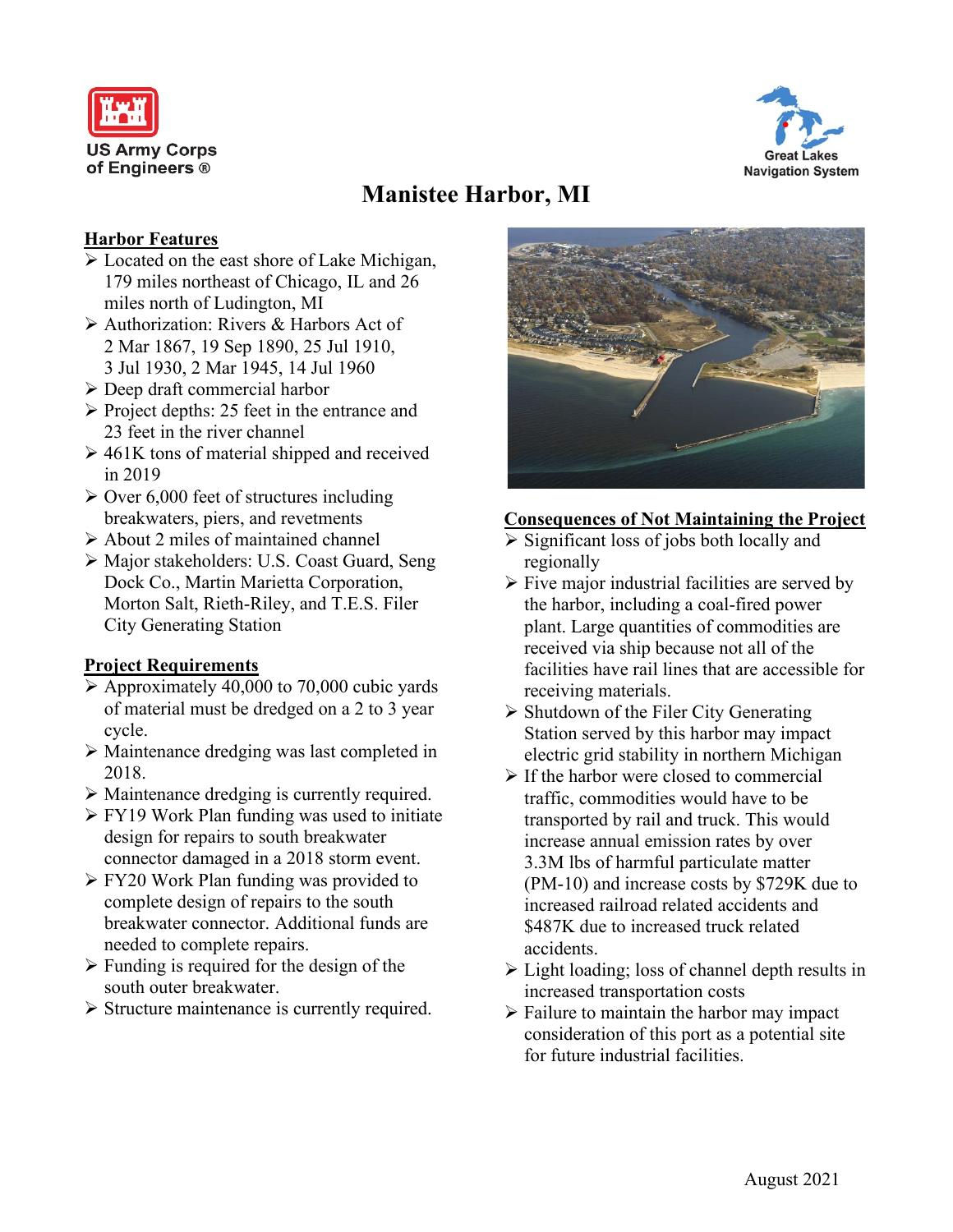US Army Corps of Engineers ®

Great Lakes Navigation System

# Manistee Harbor, MI

## Harbor Features

- Located on the east shore of Lake Michigan, 179 miles northeast of Chicago, IL and 26 miles north of Ludington, MI
- Authorization: Rivers & Harbors Act of 2 Mar 1867, 19 Sep 1890, 25 Jul 1910, 3 Jul 1930, 2 Mar 1945, 14 Jul 1960
- Deep draft commercial harbor
- Project depths: 25 feet in the entrance and 23 feet in the river channel
- 461K tons of material shipped and received in 2019
- Over 6,000 feet of structures including breakwaters, piers, and revetments
- About 2 miles of maintained channel
- Major stakeholders: U.S. Coast Guard, Seng Dock Co., Martin Marietta Corporation, Morton Salt, Rieth-Riley, and T.E.S. Filer City Generating Station

## Project Requirements

- Approximately 40,000 to 70,000 cubic yards of material must be dredged on a 2 to 3 year cycle.
- Maintenance dredging was last completed in 2018.
- Maintenance dredging is currently required.
- FY19 Work Plan funding was used to initiate design for repairs to south breakwater connector damaged in a 2018 storm event.
- FY20 Work Plan funding was provided to complete design of repairs to the south breakwater connector. Additional funds are needed to complete repairs.
- Funding is required for the design of the south outer breakwater.
- Structure maintenance is currently required.

## Consequences of Not Maintaining the Project

- Significant loss of jobs both locally and regionally
- Five major industrial facilities are served by the harbor, including a coal-fired power plant. Large quantities of commodities are received via ship because not all of the facilities have rail lines that are accessible for receiving materials.
- Shutdown of the Filer City Generating Station served by this harbor may impact electric grid stability in northern Michigan
- If the harbor were closed to commercial traffic, commodities would have to be transported by rail and truck. This would increase annual emission rates by over 3.3M lbs of harmful particulate matter (PM-10) and increase costs by $729K due to increased railroad related accidents and $487K due to increased truck related accidents.
- Light loading; loss of channel depth results in increased transportation costs
- Failure to maintain the harbor may impact consideration of this port as a potential site for future industrial facilities.

August 2021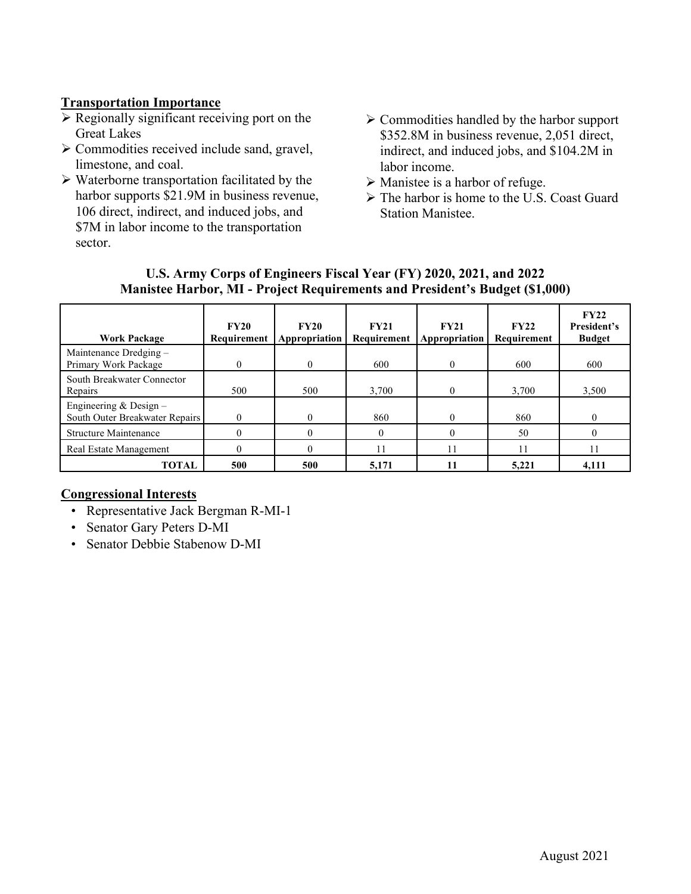## Transportation Importance

- Regionally significant receiving port on the Great Lakes
- Commodities received include sand, gravel, limestone, and coal.
- Waterborne transportation facilitated by the harbor supports $21.9M in business revenue, 106 direct, indirect, and induced jobs, and $7M in labor income to the transportation sector.
- Commodities handled by the harbor support $352.8M in business revenue, 2,051 direct, indirect, and induced jobs, and $104.2M in labor income.
- Manistee is a harbor of refuge.
- The harbor is home to the U.S. Coast Guard Station Manistee.

**U.S. Army Corps of Engineers Fiscal Year (FY) 2020, 2021, and 2022**
**Manistee Harbor, MI - Project Requirements and President's Budget ($1,000)**

| Work Package | FY20 Requirement | FY20 Appropriation | FY21 Requirement | FY21 Appropriation | FY22 Requirement | FY22 President's Budget |
|---|---|---|---|---|---|---|
| Maintenance Dredging – Primary Work Package | 0 | 0 | 600 | 0 | 600 | 600 |
| South Breakwater Connector Repairs | 500 | 500 | 3,700 | 0 | 3,700 | 3,500 |
| Engineering & Design – South Outer Breakwater Repairs | 0 | 0 | 860 | 0 | 860 | 0 |
| Structure Maintenance | 0 | 0 | 0 | 0 | 50 | 0 |
| Real Estate Management | 0 | 0 | 11 | 11 | 11 | 11 |
| **TOTAL** | **500** | **500** | **5,171** | **11** | **5,221** | **4,111** |

## Congressional Interests

- Representative Jack Bergman R-MI-1
- Senator Gary Peters D-MI
- Senator Debbie Stabenow D-MI

August 2021